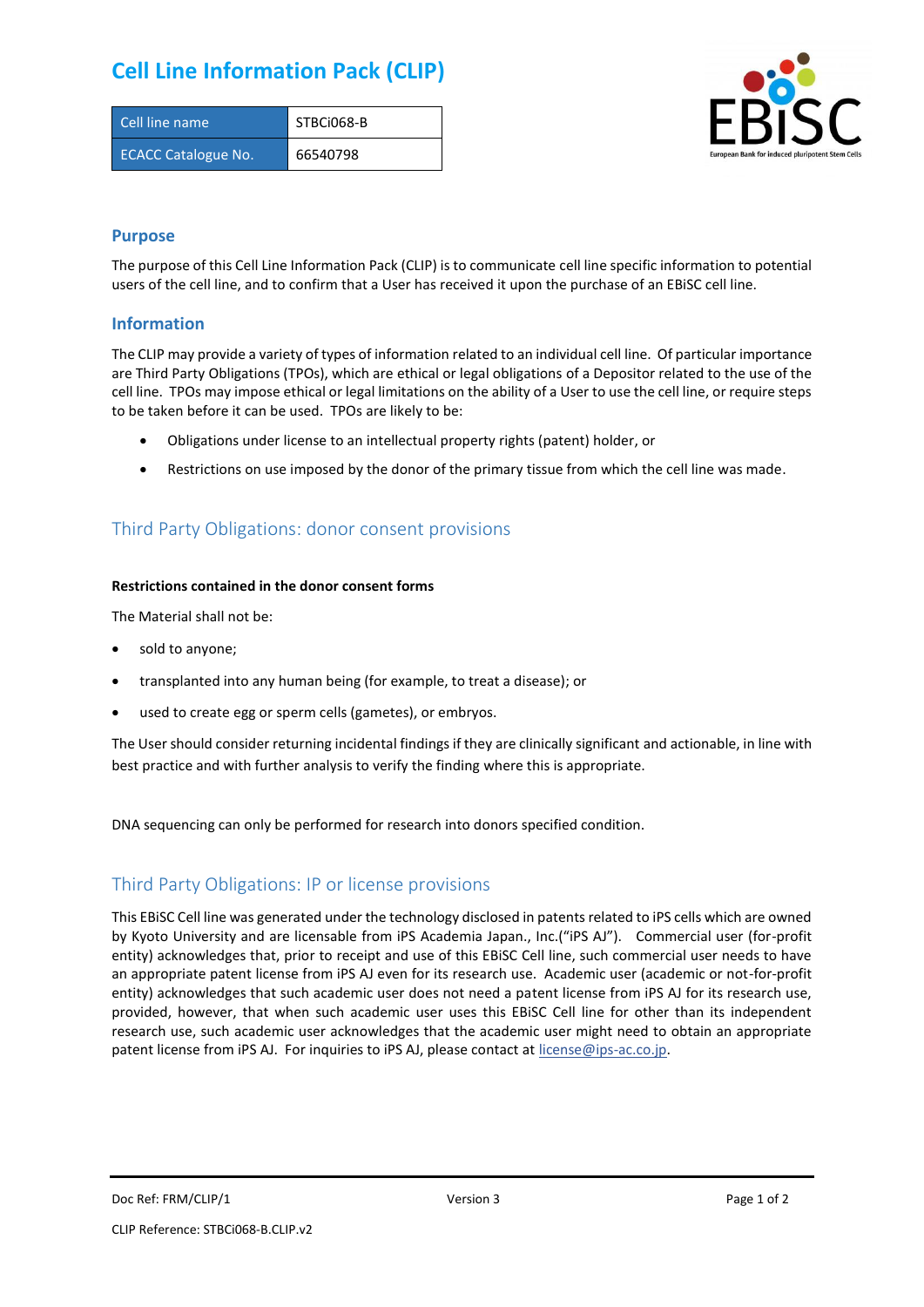# Cell Line Information Pack (CLIP)

| Cell line name | STBCi068-B |
| --- | --- |
| ECACC Catalogue No. | 66540798 |

## Purpose

The purpose of this Cell Line Information Pack (CLIP) is to communicate cell line specific information to potential users of the cell line, and to confirm that a User has received it upon the purchase of an EBiSC cell line.

## Information

The CLIP may provide a variety of types of information related to an individual cell line. Of particular importance are Third Party Obligations (TPOs), which are ethical or legal obligations of a Depositor related to the use of the cell line. TPOs may impose ethical or legal limitations on the ability of a User to use the cell line, or require steps to be taken before it can be used. TPOs are likely to be:

- Obligations under license to an intellectual property rights (patent) holder, or
- Restrictions on use imposed by the donor of the primary tissue from which the cell line was made.

## Third Party Obligations: donor consent provisions

**Restrictions contained in the donor consent forms**

The Material shall not be:

- sold to anyone;
- transplanted into any human being (for example, to treat a disease); or
- used to create egg or sperm cells (gametes), or embryos.

The User should consider returning incidental findings if they are clinically significant and actionable, in line with best practice and with further analysis to verify the finding where this is appropriate.

DNA sequencing can only be performed for research into donors specified condition.

## Third Party Obligations: IP or license provisions

This EBiSC Cell line was generated under the technology disclosed in patents related to iPS cells which are owned by Kyoto University and are licensable from iPS Academia Japan., Inc.("iPS AJ"). Commercial user (for-profit entity) acknowledges that, prior to receipt and use of this EBiSC Cell line, such commercial user needs to have an appropriate patent license from iPS AJ even for its research use. Academic user (academic or not-for-profit entity) acknowledges that such academic user does not need a patent license from iPS AJ for its research use, provided, however, that when such academic user uses this EBiSC Cell line for other than its independent research use, such academic user acknowledges that the academic user might need to obtain an appropriate patent license from iPS AJ. For inquiries to iPS AJ, please contact at license@ips-ac.co.jp.

Doc Ref: FRM/CLIP/1 Version 3

CLIP Reference: STBCi068-B.CLIP.v2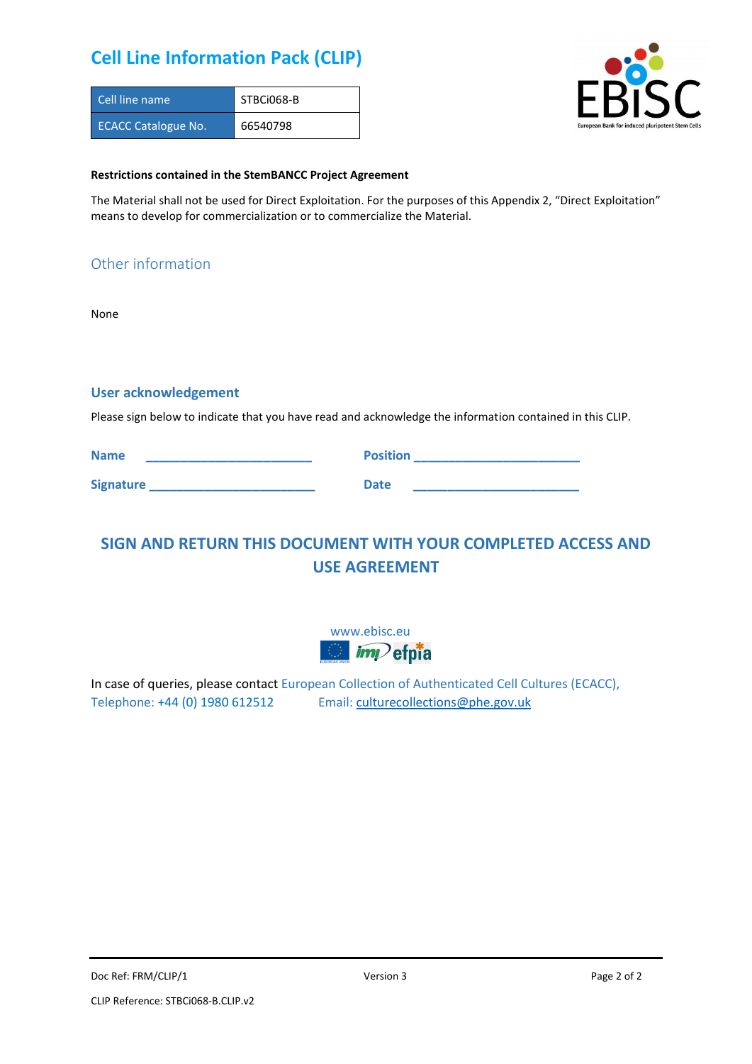# Cell Line Information Pack (CLIP)

| | |
|---|---|
| Cell line name | STBCi068-B |
| ECACC Catalogue No. | 66540798 |

**Restrictions contained in the StemBANCC Project Agreement**

The Material shall not be used for Direct Exploitation. For the purposes of this Appendix 2, “Direct Exploitation” means to develop for commercialization or to commercialize the Material.

## Other information

None

## User acknowledgement

Please sign below to indicate that you have read and acknowledge the information contained in this CLIP.

**Name** ________________________ **Position** ________________________

**Signature** ________________________ **Date** ________________________

## SIGN AND RETURN THIS DOCUMENT WITH YOUR COMPLETED ACCESS AND USE AGREEMENT

www.ebisc.eu

In case of queries, please contact European Collection of Authenticated Cell Cultures (ECACC), Telephone: +44 (0) 1980 612512 Email: culturecollections@phe.gov.uk

Doc Ref: FRM/CLIP/1 Version 3

CLIP Reference: STBCi068-B.CLIP.v2